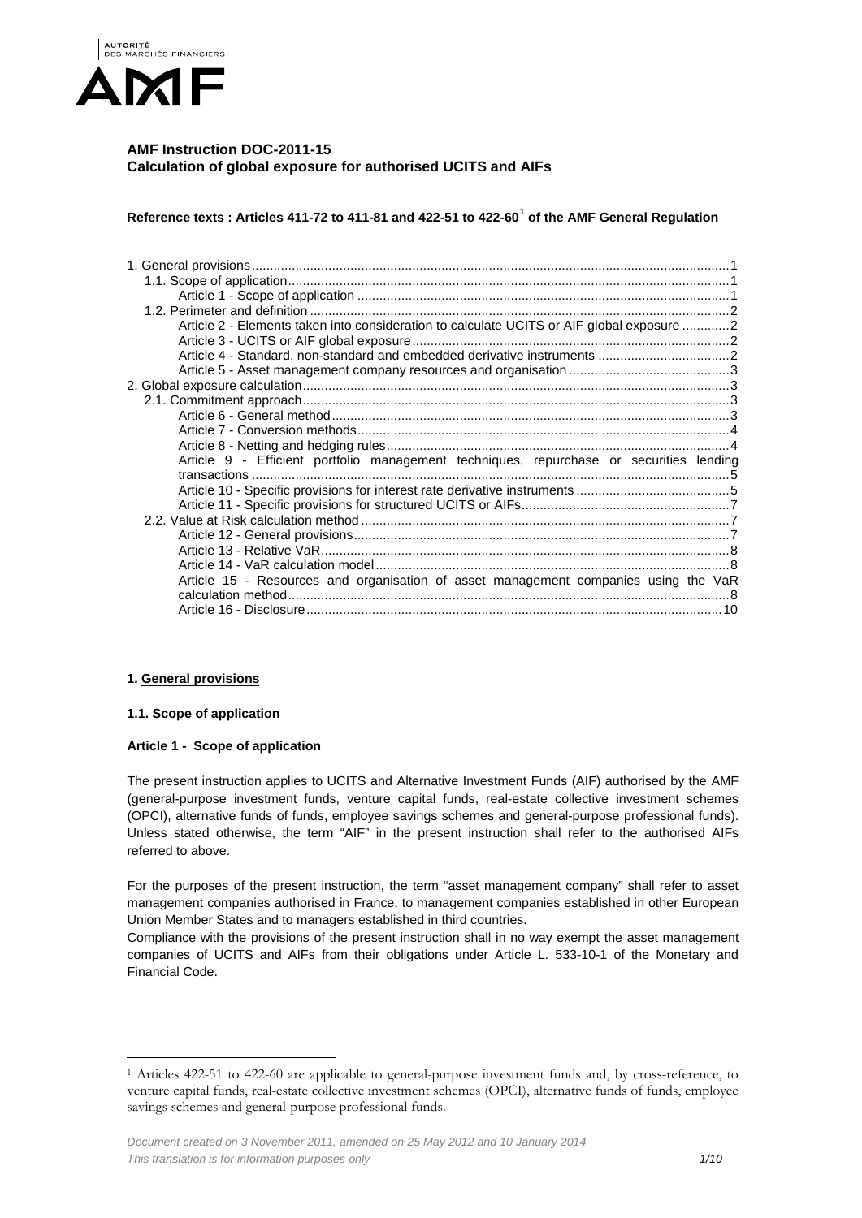**AMF Instruction DOC-2011-15**
**Calculation of global exposure for authorised UCITS and AIFs**

**Reference texts : Articles 411-72 to 411-81 and 422-51 to 422-60[1] of the AMF General Regulation**

1. General provisions ... 1
   - 1.1. Scope of application ... 1
     - Article 1 - Scope of application ... 1
   - 1.2. Perimeter and definition ... 2
     - Article 2 - Elements taken into consideration to calculate UCITS or AIF global exposure ... 2
     - Article 3 - UCITS or AIF global exposure ... 2
     - Article 4 - Standard, non-standard and embedded derivative instruments ... 2
     - Article 5 - Asset management company resources and organisation ... 3
2. Global exposure calculation ... 3
   - 2.1. Commitment approach ... 3
     - Article 6 - General method ... 3
     - Article 7 - Conversion methods ... 4
     - Article 8 - Netting and hedging rules ... 4
     - Article 9 - Efficient portfolio management techniques, repurchase or securities lending transactions ... 5
     - Article 10 - Specific provisions for interest rate derivative instruments ... 5
     - Article 11 - Specific provisions for structured UCITS or AIFs ... 7
   - 2.2. Value at Risk calculation method ... 7
     - Article 12 - General provisions ... 7
     - Article 13 - Relative VaR ... 8
     - Article 14 - VaR calculation model ... 8
     - Article 15 - Resources and organisation of asset management companies using the VaR calculation method ... 8
     - Article 16 - Disclosure ... 10

## 1. General provisions

### 1.1. Scope of application

#### Article 1 - Scope of application

The present instruction applies to UCITS and Alternative Investment Funds (AIF) authorised by the AMF (general-purpose investment funds, venture capital funds, real-estate collective investment schemes (OPCI), alternative funds of funds, employee savings schemes and general-purpose professional funds). Unless stated otherwise, the term "AIF" in the present instruction shall refer to the authorised AIFs referred to above.

For the purposes of the present instruction, the term "asset management company" shall refer to asset management companies authorised in France, to management companies established in other European Union Member States and to managers established in third countries.

Compliance with the provisions of the present instruction shall in no way exempt the asset management companies of UCITS and AIFs from their obligations under Article L. 533-10-1 of the Monetary and Financial Code.

---

[1] Articles 422-51 to 422-60 are applicable to general-purpose investment funds and, by cross-reference, to venture capital funds, real-estate collective investment schemes (OPCI), alternative funds of funds, employee savings schemes and general-purpose professional funds.

*Document created on 3 November 2011, amended on 25 May 2012 and 10 January 2014*
*This translation is for information purposes only*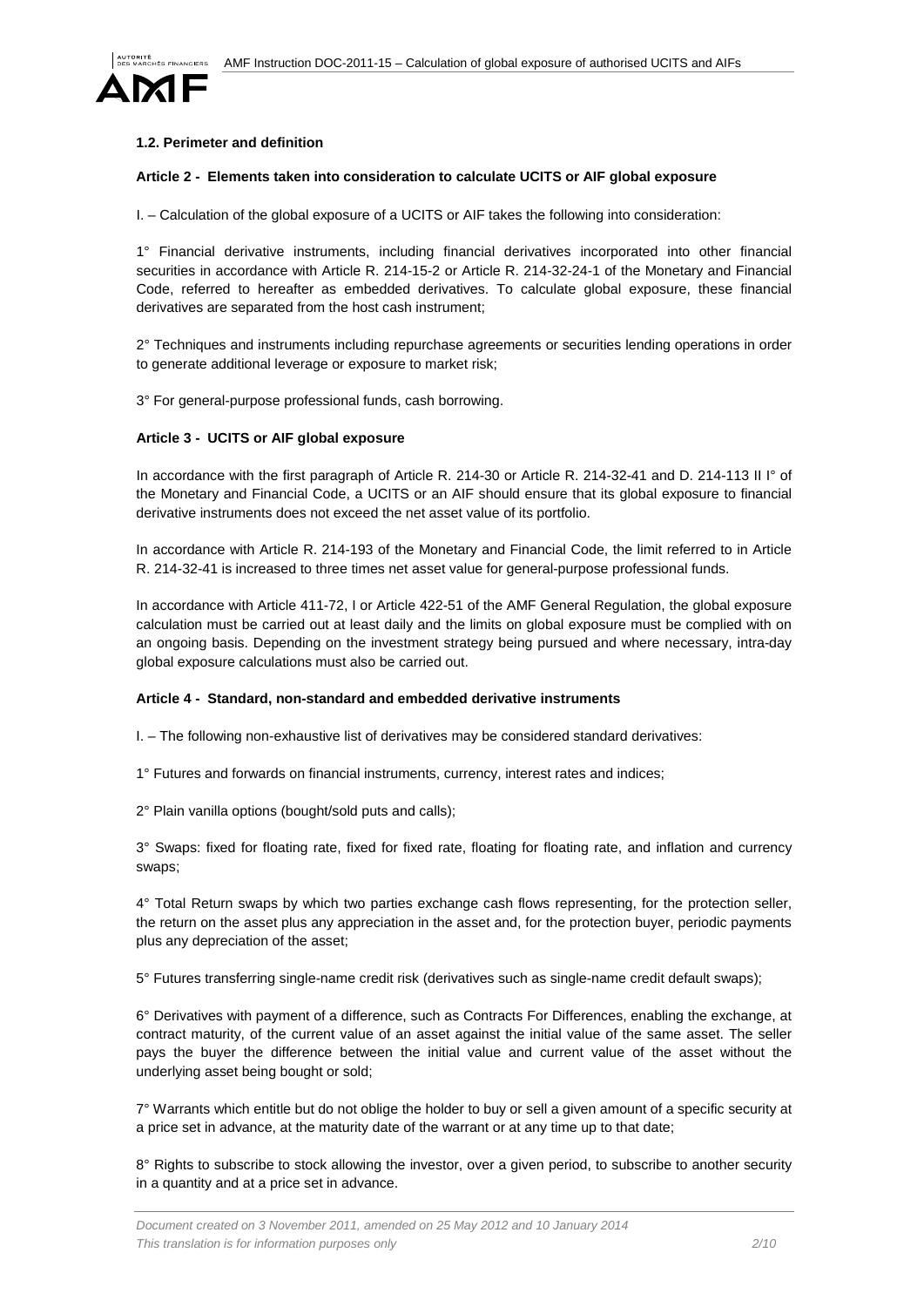### 1.2. Perimeter and definition

#### Article 2 - Elements taken into consideration to calculate UCITS or AIF global exposure

I. – Calculation of the global exposure of a UCITS or AIF takes the following into consideration:

1° Financial derivative instruments, including financial derivatives incorporated into other financial securities in accordance with Article R. 214-15-2 or Article R. 214-32-24-1 of the Monetary and Financial Code, referred to hereafter as embedded derivatives. To calculate global exposure, these financial derivatives are separated from the host cash instrument;

2° Techniques and instruments including repurchase agreements or securities lending operations in order to generate additional leverage or exposure to market risk;

3° For general-purpose professional funds, cash borrowing.

#### Article 3 - UCITS or AIF global exposure

In accordance with the first paragraph of Article R. 214-30 or Article R. 214-32-41 and D. 214-113 II I° of the Monetary and Financial Code, a UCITS or an AIF should ensure that its global exposure to financial derivative instruments does not exceed the net asset value of its portfolio.

In accordance with Article R. 214-193 of the Monetary and Financial Code, the limit referred to in Article R. 214-32-41 is increased to three times net asset value for general-purpose professional funds.

In accordance with Article 411-72, I or Article 422-51 of the AMF General Regulation, the global exposure calculation must be carried out at least daily and the limits on global exposure must be complied with on an ongoing basis. Depending on the investment strategy being pursued and where necessary, intra-day global exposure calculations must also be carried out.

#### Article 4 - Standard, non-standard and embedded derivative instruments

I. – The following non-exhaustive list of derivatives may be considered standard derivatives:

1° Futures and forwards on financial instruments, currency, interest rates and indices;

2° Plain vanilla options (bought/sold puts and calls);

3° Swaps: fixed for floating rate, fixed for fixed rate, floating for floating rate, and inflation and currency swaps;

4° Total Return swaps by which two parties exchange cash flows representing, for the protection seller, the return on the asset plus any appreciation in the asset and, for the protection buyer, periodic payments plus any depreciation of the asset;

5° Futures transferring single-name credit risk (derivatives such as single-name credit default swaps);

6° Derivatives with payment of a difference, such as Contracts For Differences, enabling the exchange, at contract maturity, of the current value of an asset against the initial value of the same asset. The seller pays the buyer the difference between the initial value and current value of the asset without the underlying asset being bought or sold;

7° Warrants which entitle but do not oblige the holder to buy or sell a given amount of a specific security at a price set in advance, at the maturity date of the warrant or at any time up to that date;

8° Rights to subscribe to stock allowing the investor, over a given period, to subscribe to another security in a quantity and at a price set in advance.

*Document created on 3 November 2011, amended on 25 May 2012 and 10 January 2014*
*This translation is for information purposes only*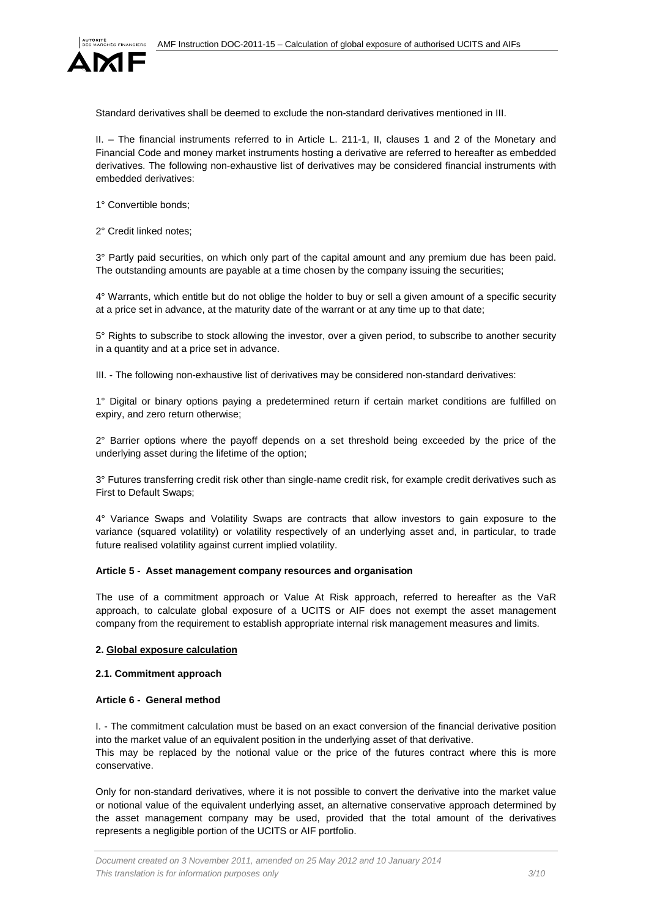Standard derivatives shall be deemed to exclude the non-standard derivatives mentioned in III.

II. – The financial instruments referred to in Article L. 211-1, II, clauses 1 and 2 of the Monetary and Financial Code and money market instruments hosting a derivative are referred to hereafter as embedded derivatives. The following non-exhaustive list of derivatives may be considered financial instruments with embedded derivatives:

1° Convertible bonds;

2° Credit linked notes;

3° Partly paid securities, on which only part of the capital amount and any premium due has been paid. The outstanding amounts are payable at a time chosen by the company issuing the securities;

4° Warrants, which entitle but do not oblige the holder to buy or sell a given amount of a specific security at a price set in advance, at the maturity date of the warrant or at any time up to that date;

5° Rights to subscribe to stock allowing the investor, over a given period, to subscribe to another security in a quantity and at a price set in advance.

III. - The following non-exhaustive list of derivatives may be considered non-standard derivatives:

1° Digital or binary options paying a predetermined return if certain market conditions are fulfilled on expiry, and zero return otherwise;

2° Barrier options where the payoff depends on a set threshold being exceeded by the price of the underlying asset during the lifetime of the option;

3° Futures transferring credit risk other than single-name credit risk, for example credit derivatives such as First to Default Swaps;

4° Variance Swaps and Volatility Swaps are contracts that allow investors to gain exposure to the variance (squared volatility) or volatility respectively of an underlying asset and, in particular, to trade future realised volatility against current implied volatility.

**Article 5 - Asset management company resources and organisation**

The use of a commitment approach or Value At Risk approach, referred to hereafter as the VaR approach, to calculate global exposure of a UCITS or AIF does not exempt the asset management company from the requirement to establish appropriate internal risk management measures and limits.

## 2. Global exposure calculation

### 2.1. Commitment approach

**Article 6 - General method**

I. - The commitment calculation must be based on an exact conversion of the financial derivative position into the market value of an equivalent position in the underlying asset of that derivative.
This may be replaced by the notional value or the price of the futures contract where this is more conservative.

Only for non-standard derivatives, where it is not possible to convert the derivative into the market value or notional value of the equivalent underlying asset, an alternative conservative approach determined by the asset management company may be used, provided that the total amount of the derivatives represents a negligible portion of the UCITS or AIF portfolio.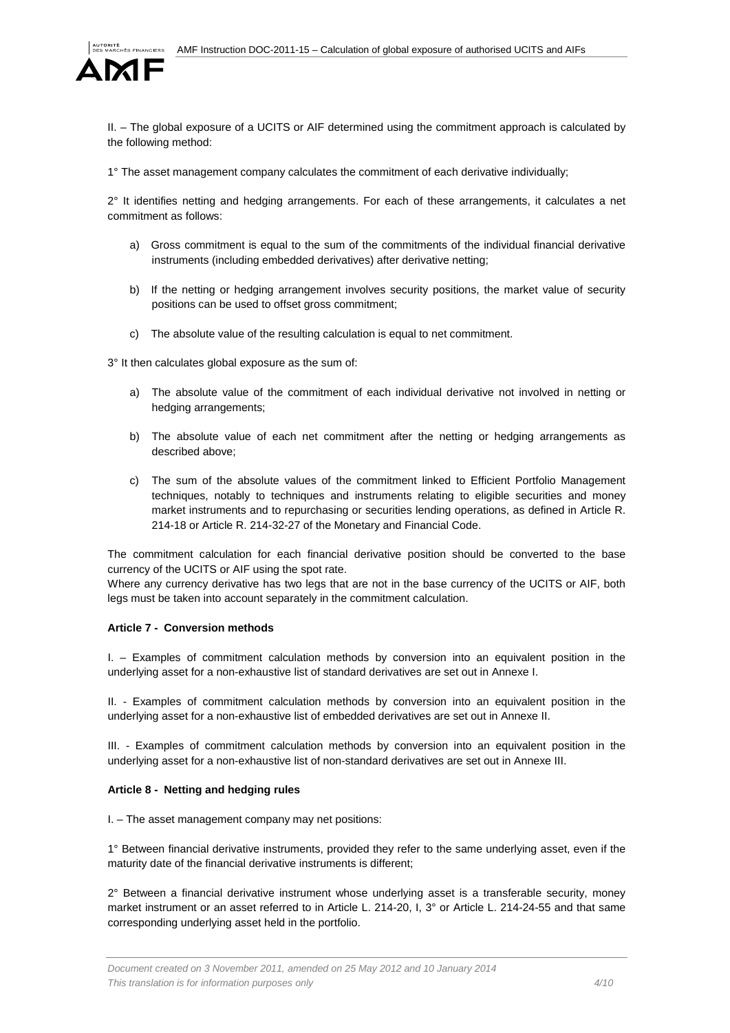II. – The global exposure of a UCITS or AIF determined using the commitment approach is calculated by the following method:

1° The asset management company calculates the commitment of each derivative individually;

2° It identifies netting and hedging arrangements. For each of these arrangements, it calculates a net commitment as follows:

a) Gross commitment is equal to the sum of the commitments of the individual financial derivative instruments (including embedded derivatives) after derivative netting;

b) If the netting or hedging arrangement involves security positions, the market value of security positions can be used to offset gross commitment;

c) The absolute value of the resulting calculation is equal to net commitment.

3° It then calculates global exposure as the sum of:

a) The absolute value of the commitment of each individual derivative not involved in netting or hedging arrangements;

b) The absolute value of each net commitment after the netting or hedging arrangements as described above;

c) The sum of the absolute values of the commitment linked to Efficient Portfolio Management techniques, notably to techniques and instruments relating to eligible securities and money market instruments and to repurchasing or securities lending operations, as defined in Article R. 214-18 or Article R. 214-32-27 of the Monetary and Financial Code.

The commitment calculation for each financial derivative position should be converted to the base currency of the UCITS or AIF using the spot rate.
Where any currency derivative has two legs that are not in the base currency of the UCITS or AIF, both legs must be taken into account separately in the commitment calculation.

**Article 7 - Conversion methods**

I. – Examples of commitment calculation methods by conversion into an equivalent position in the underlying asset for a non-exhaustive list of standard derivatives are set out in Annexe I.

II. - Examples of commitment calculation methods by conversion into an equivalent position in the underlying asset for a non-exhaustive list of embedded derivatives are set out in Annexe II.

III. - Examples of commitment calculation methods by conversion into an equivalent position in the underlying asset for a non-exhaustive list of non-standard derivatives are set out in Annexe III.

**Article 8 - Netting and hedging rules**

I. – The asset management company may net positions:

1° Between financial derivative instruments, provided they refer to the same underlying asset, even if the maturity date of the financial derivative instruments is different;

2° Between a financial derivative instrument whose underlying asset is a transferable security, money market instrument or an asset referred to in Article L. 214-20, I, 3° or Article L. 214-24-55 and that same corresponding underlying asset held in the portfolio.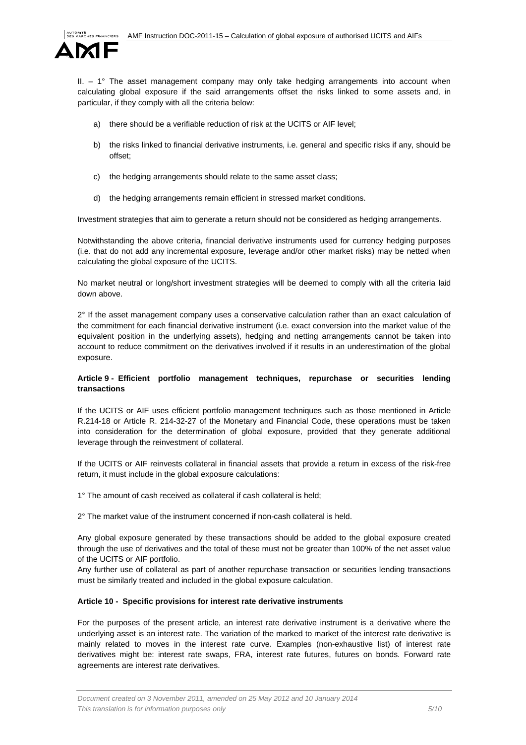II. – 1° The asset management company may only take hedging arrangements into account when calculating global exposure if the said arrangements offset the risks linked to some assets and, in particular, if they comply with all the criteria below:

a) there should be a verifiable reduction of risk at the UCITS or AIF level;

b) the risks linked to financial derivative instruments, i.e. general and specific risks if any, should be offset;

c) the hedging arrangements should relate to the same asset class;

d) the hedging arrangements remain efficient in stressed market conditions.

Investment strategies that aim to generate a return should not be considered as hedging arrangements.

Notwithstanding the above criteria, financial derivative instruments used for currency hedging purposes (i.e. that do not add any incremental exposure, leverage and/or other market risks) may be netted when calculating the global exposure of the UCITS.

No market neutral or long/short investment strategies will be deemed to comply with all the criteria laid down above.

2° If the asset management company uses a conservative calculation rather than an exact calculation of the commitment for each financial derivative instrument (i.e. exact conversion into the market value of the equivalent position in the underlying assets), hedging and netting arrangements cannot be taken into account to reduce commitment on the derivatives involved if it results in an underestimation of the global exposure.

**Article 9 - Efficient portfolio management techniques, repurchase or securities lending transactions**

If the UCITS or AIF uses efficient portfolio management techniques such as those mentioned in Article R.214-18 or Article R. 214-32-27 of the Monetary and Financial Code, these operations must be taken into consideration for the determination of global exposure, provided that they generate additional leverage through the reinvestment of collateral.

If the UCITS or AIF reinvests collateral in financial assets that provide a return in excess of the risk-free return, it must include in the global exposure calculations:

1° The amount of cash received as collateral if cash collateral is held;

2° The market value of the instrument concerned if non-cash collateral is held.

Any global exposure generated by these transactions should be added to the global exposure created through the use of derivatives and the total of these must not be greater than 100% of the net asset value of the UCITS or AIF portfolio.

Any further use of collateral as part of another repurchase transaction or securities lending transactions must be similarly treated and included in the global exposure calculation.

**Article 10 - Specific provisions for interest rate derivative instruments**

For the purposes of the present article, an interest rate derivative instrument is a derivative where the underlying asset is an interest rate. The variation of the marked to market of the interest rate derivative is mainly related to moves in the interest rate curve. Examples (non-exhaustive list) of interest rate derivatives might be: interest rate swaps, FRA, interest rate futures, futures on bonds. Forward rate agreements are interest rate derivatives.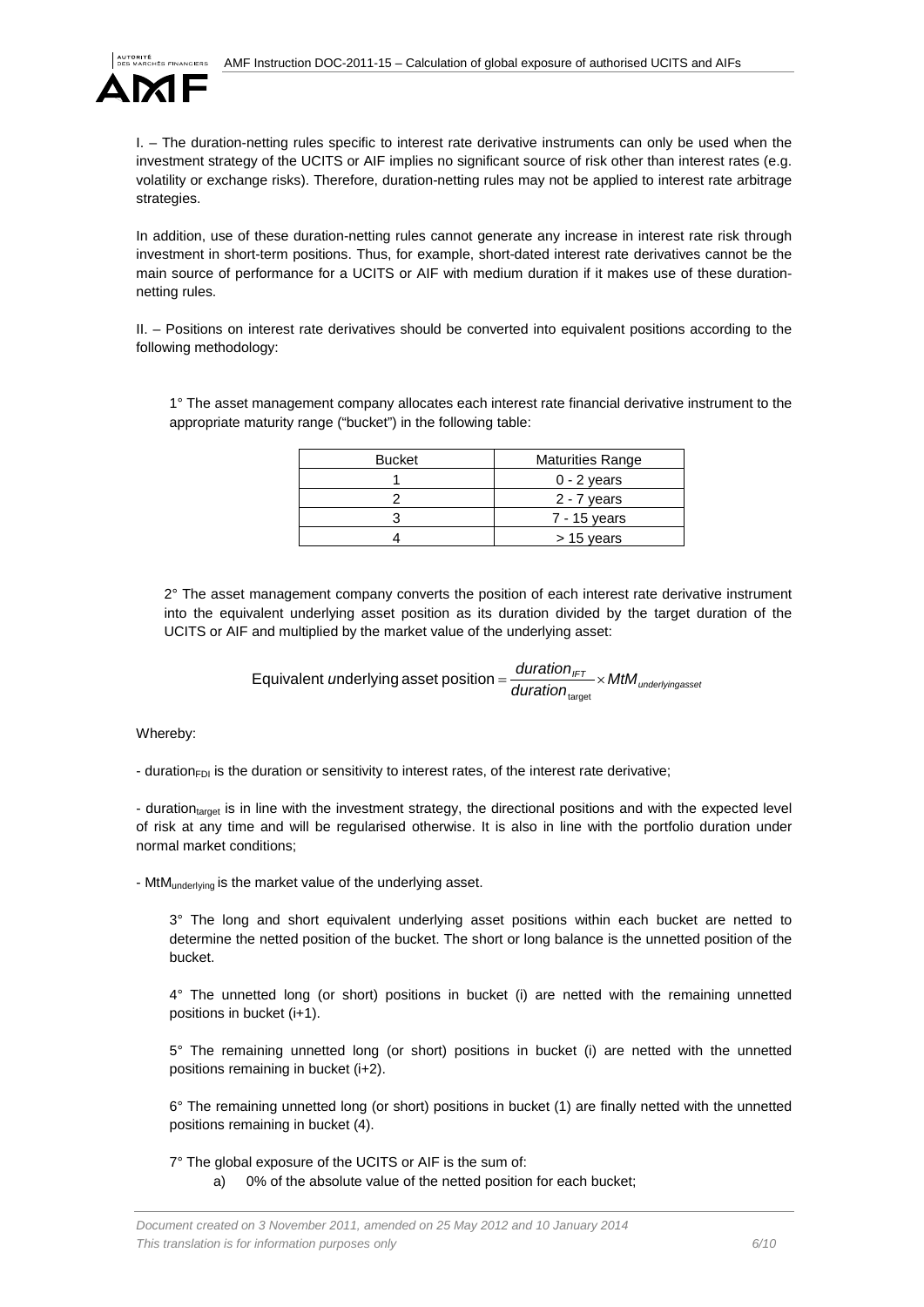I. – The duration-netting rules specific to interest rate derivative instruments can only be used when the investment strategy of the UCITS or AIF implies no significant source of risk other than interest rates (e.g. volatility or exchange risks). Therefore, duration-netting rules may not be applied to interest rate arbitrage strategies.

In addition, use of these duration-netting rules cannot generate any increase in interest rate risk through investment in short-term positions. Thus, for example, short-dated interest rate derivatives cannot be the main source of performance for a UCITS or AIF with medium duration if it makes use of these duration-netting rules.

II. – Positions on interest rate derivatives should be converted into equivalent positions according to the following methodology:

1° The asset management company allocates each interest rate financial derivative instrument to the appropriate maturity range ("bucket") in the following table:

| Bucket | Maturities Range |
|---|---|
| 1 | 0 - 2 years |
| 2 | 2 - 7 years |
| 3 | 7 - 15 years |
| 4 | > 15 years |

2° The asset management company converts the position of each interest rate derivative instrument into the equivalent underlying asset position as its duration divided by the target duration of the UCITS or AIF and multiplied by the market value of the underlying asset:

$$\text{Equivalent underlying asset position} = \frac{duration_{IFT}}{duration_{\text{target}}} \times MtM_{underlyingasset}$$

Whereby:

- $duration_{FDI}$ is the duration or sensitivity to interest rates, of the interest rate derivative;

- $duration_{target}$ is in line with the investment strategy, the directional positions and with the expected level of risk at any time and will be regularised otherwise. It is also in line with the portfolio duration under normal market conditions;

- $MtM_{underlying}$ is the market value of the underlying asset.

3° The long and short equivalent underlying asset positions within each bucket are netted to determine the netted position of the bucket. The short or long balance is the unnetted position of the bucket.

4° The unnetted long (or short) positions in bucket (i) are netted with the remaining unnetted positions in bucket (i+1).

5° The remaining unnetted long (or short) positions in bucket (i) are netted with the unnetted positions remaining in bucket (i+2).

6° The remaining unnetted long (or short) positions in bucket (1) are finally netted with the unnetted positions remaining in bucket (4).

7° The global exposure of the UCITS or AIF is the sum of:

a) 0% of the absolute value of the netted position for each bucket;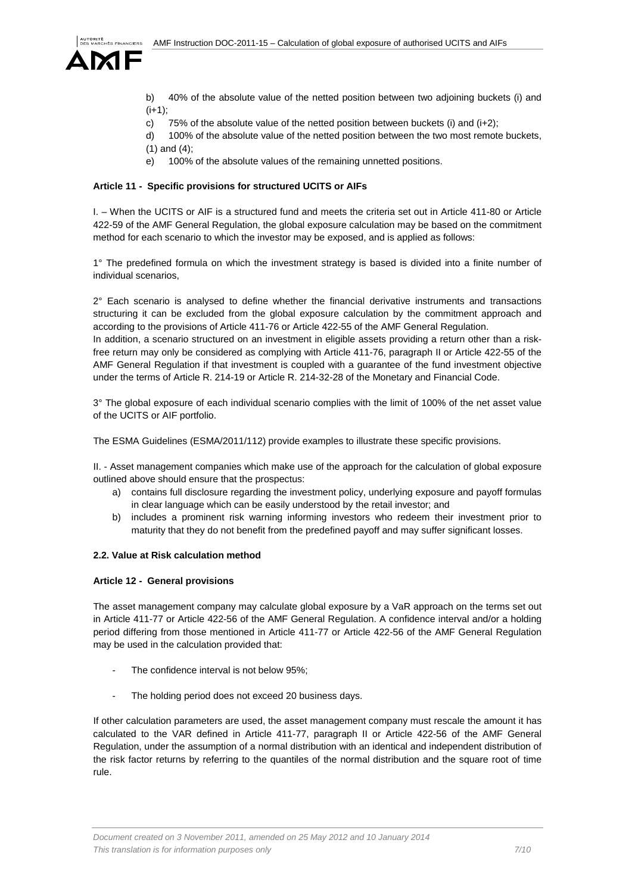b) 40% of the absolute value of the netted position between two adjoining buckets (i) and (i+1);

c) 75% of the absolute value of the netted position between buckets (i) and (i+2);

d) 100% of the absolute value of the netted position between the two most remote buckets, (1) and (4);

e) 100% of the absolute values of the remaining unnetted positions.

**Article 11 - Specific provisions for structured UCITS or AIFs**

I. – When the UCITS or AIF is a structured fund and meets the criteria set out in Article 411-80 or Article 422-59 of the AMF General Regulation, the global exposure calculation may be based on the commitment method for each scenario to which the investor may be exposed, and is applied as follows:

1° The predefined formula on which the investment strategy is based is divided into a finite number of individual scenarios,

2° Each scenario is analysed to define whether the financial derivative instruments and transactions structuring it can be excluded from the global exposure calculation by the commitment approach and according to the provisions of Article 411-76 or Article 422-55 of the AMF General Regulation.
In addition, a scenario structured on an investment in eligible assets providing a return other than a risk-free return may only be considered as complying with Article 411-76, paragraph II or Article 422-55 of the AMF General Regulation if that investment is coupled with a guarantee of the fund investment objective under the terms of Article R. 214-19 or Article R. 214-32-28 of the Monetary and Financial Code.

3° The global exposure of each individual scenario complies with the limit of 100% of the net asset value of the UCITS or AIF portfolio.

The ESMA Guidelines (ESMA/2011/112) provide examples to illustrate these specific provisions.

II. - Asset management companies which make use of the approach for the calculation of global exposure outlined above should ensure that the prospectus:

a) contains full disclosure regarding the investment policy, underlying exposure and payoff formulas in clear language which can be easily understood by the retail investor; and
b) includes a prominent risk warning informing investors who redeem their investment prior to maturity that they do not benefit from the predefined payoff and may suffer significant losses.

**2.2. Value at Risk calculation method**

**Article 12 - General provisions**

The asset management company may calculate global exposure by a VaR approach on the terms set out in Article 411-77 or Article 422-56 of the AMF General Regulation. A confidence interval and/or a holding period differing from those mentioned in Article 411-77 or Article 422-56 of the AMF General Regulation may be used in the calculation provided that:

- The confidence interval is not below 95%;

- The holding period does not exceed 20 business days.

If other calculation parameters are used, the asset management company must rescale the amount it has calculated to the VAR defined in Article 411-77, paragraph II or Article 422-56 of the AMF General Regulation, under the assumption of a normal distribution with an identical and independent distribution of the risk factor returns by referring to the quantiles of the normal distribution and the square root of time rule.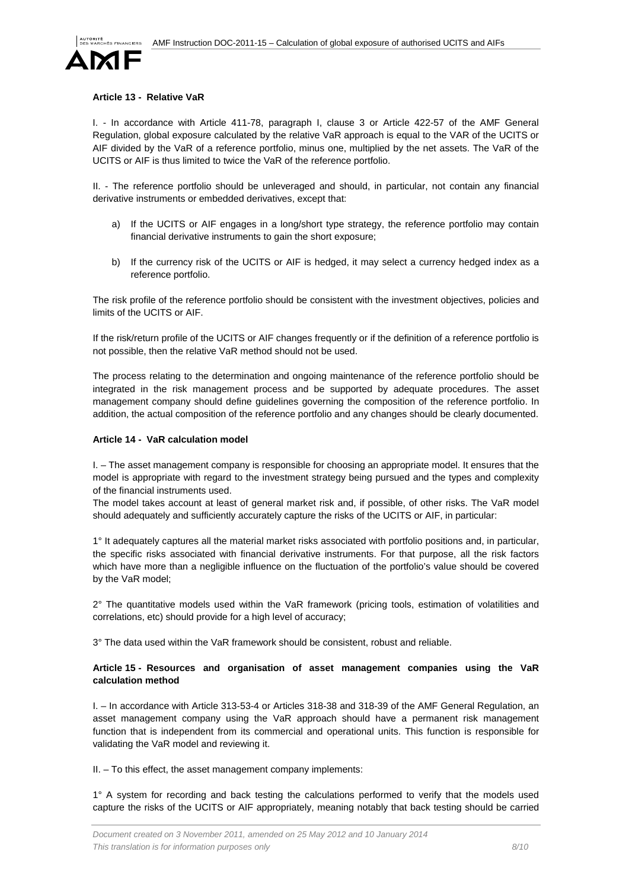**Article 13 - Relative VaR**

I. - In accordance with Article 411-78, paragraph I, clause 3 or Article 422-57 of the AMF General Regulation, global exposure calculated by the relative VaR approach is equal to the VAR of the UCITS or AIF divided by the VaR of a reference portfolio, minus one, multiplied by the net assets. The VaR of the UCITS or AIF is thus limited to twice the VaR of the reference portfolio.

II. - The reference portfolio should be unleveraged and should, in particular, not contain any financial derivative instruments or embedded derivatives, except that:

a) If the UCITS or AIF engages in a long/short type strategy, the reference portfolio may contain financial derivative instruments to gain the short exposure;

b) If the currency risk of the UCITS or AIF is hedged, it may select a currency hedged index as a reference portfolio.

The risk profile of the reference portfolio should be consistent with the investment objectives, policies and limits of the UCITS or AIF.

If the risk/return profile of the UCITS or AIF changes frequently or if the definition of a reference portfolio is not possible, then the relative VaR method should not be used.

The process relating to the determination and ongoing maintenance of the reference portfolio should be integrated in the risk management process and be supported by adequate procedures. The asset management company should define guidelines governing the composition of the reference portfolio. In addition, the actual composition of the reference portfolio and any changes should be clearly documented.

**Article 14 - VaR calculation model**

I. – The asset management company is responsible for choosing an appropriate model. It ensures that the model is appropriate with regard to the investment strategy being pursued and the types and complexity of the financial instruments used.

The model takes account at least of general market risk and, if possible, of other risks. The VaR model should adequately and sufficiently accurately capture the risks of the UCITS or AIF, in particular:

1° It adequately captures all the material market risks associated with portfolio positions and, in particular, the specific risks associated with financial derivative instruments. For that purpose, all the risk factors which have more than a negligible influence on the fluctuation of the portfolio's value should be covered by the VaR model;

2° The quantitative models used within the VaR framework (pricing tools, estimation of volatilities and correlations, etc) should provide for a high level of accuracy;

3° The data used within the VaR framework should be consistent, robust and reliable.

**Article 15 - Resources and organisation of asset management companies using the VaR calculation method**

I. – In accordance with Article 313-53-4 or Articles 318-38 and 318-39 of the AMF General Regulation, an asset management company using the VaR approach should have a permanent risk management function that is independent from its commercial and operational units. This function is responsible for validating the VaR model and reviewing it.

II. – To this effect, the asset management company implements:

1° A system for recording and back testing the calculations performed to verify that the models used capture the risks of the UCITS or AIF appropriately, meaning notably that back testing should be carried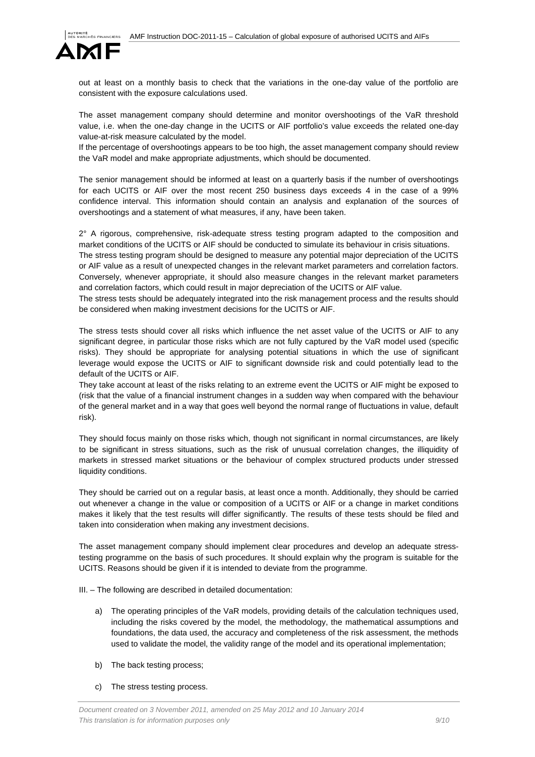out at least on a monthly basis to check that the variations in the one-day value of the portfolio are consistent with the exposure calculations used.

The asset management company should determine and monitor overshootings of the VaR threshold value, i.e. when the one-day change in the UCITS or AIF portfolio's value exceeds the related one-day value-at-risk measure calculated by the model.
If the percentage of overshootings appears to be too high, the asset management company should review the VaR model and make appropriate adjustments, which should be documented.

The senior management should be informed at least on a quarterly basis if the number of overshootings for each UCITS or AIF over the most recent 250 business days exceeds 4 in the case of a 99% confidence interval. This information should contain an analysis and explanation of the sources of overshootings and a statement of what measures, if any, have been taken.

2° A rigorous, comprehensive, risk-adequate stress testing program adapted to the composition and market conditions of the UCITS or AIF should be conducted to simulate its behaviour in crisis situations.
The stress testing program should be designed to measure any potential major depreciation of the UCITS or AIF value as a result of unexpected changes in the relevant market parameters and correlation factors. Conversely, whenever appropriate, it should also measure changes in the relevant market parameters and correlation factors, which could result in major depreciation of the UCITS or AIF value.
The stress tests should be adequately integrated into the risk management process and the results should be considered when making investment decisions for the UCITS or AIF.

The stress tests should cover all risks which influence the net asset value of the UCITS or AIF to any significant degree, in particular those risks which are not fully captured by the VaR model used (specific risks). They should be appropriate for analysing potential situations in which the use of significant leverage would expose the UCITS or AIF to significant downside risk and could potentially lead to the default of the UCITS or AIF.
They take account at least of the risks relating to an extreme event the UCITS or AIF might be exposed to (risk that the value of a financial instrument changes in a sudden way when compared with the behaviour of the general market and in a way that goes well beyond the normal range of fluctuations in value, default risk).

They should focus mainly on those risks which, though not significant in normal circumstances, are likely to be significant in stress situations, such as the risk of unusual correlation changes, the illiquidity of markets in stressed market situations or the behaviour of complex structured products under stressed liquidity conditions.

They should be carried out on a regular basis, at least once a month. Additionally, they should be carried out whenever a change in the value or composition of a UCITS or AIF or a change in market conditions makes it likely that the test results will differ significantly. The results of these tests should be filed and taken into consideration when making any investment decisions.

The asset management company should implement clear procedures and develop an adequate stress-testing programme on the basis of such procedures. It should explain why the program is suitable for the UCITS. Reasons should be given if it is intended to deviate from the programme.

III. – The following are described in detailed documentation:

a) The operating principles of the VaR models, providing details of the calculation techniques used, including the risks covered by the model, the methodology, the mathematical assumptions and foundations, the data used, the accuracy and completeness of the risk assessment, the methods used to validate the model, the validity range of the model and its operational implementation;

b) The back testing process;

c) The stress testing process.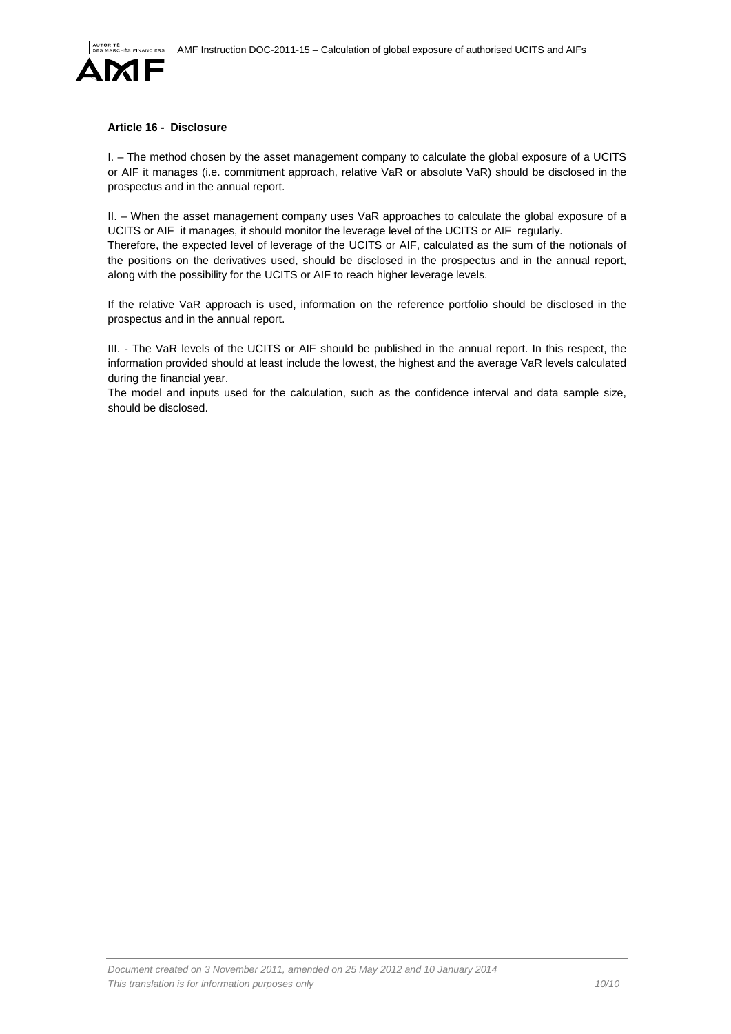**Article 16 - Disclosure**

I. – The method chosen by the asset management company to calculate the global exposure of a UCITS or AIF it manages (i.e. commitment approach, relative VaR or absolute VaR) should be disclosed in the prospectus and in the annual report.

II. – When the asset management company uses VaR approaches to calculate the global exposure of a UCITS or AIF it manages, it should monitor the leverage level of the UCITS or AIF regularly.
Therefore, the expected level of leverage of the UCITS or AIF, calculated as the sum of the notionals of the positions on the derivatives used, should be disclosed in the prospectus and in the annual report, along with the possibility for the UCITS or AIF to reach higher leverage levels.

If the relative VaR approach is used, information on the reference portfolio should be disclosed in the prospectus and in the annual report.

III. - The VaR levels of the UCITS or AIF should be published in the annual report. In this respect, the information provided should at least include the lowest, the highest and the average VaR levels calculated during the financial year.
The model and inputs used for the calculation, such as the confidence interval and data sample size, should be disclosed.